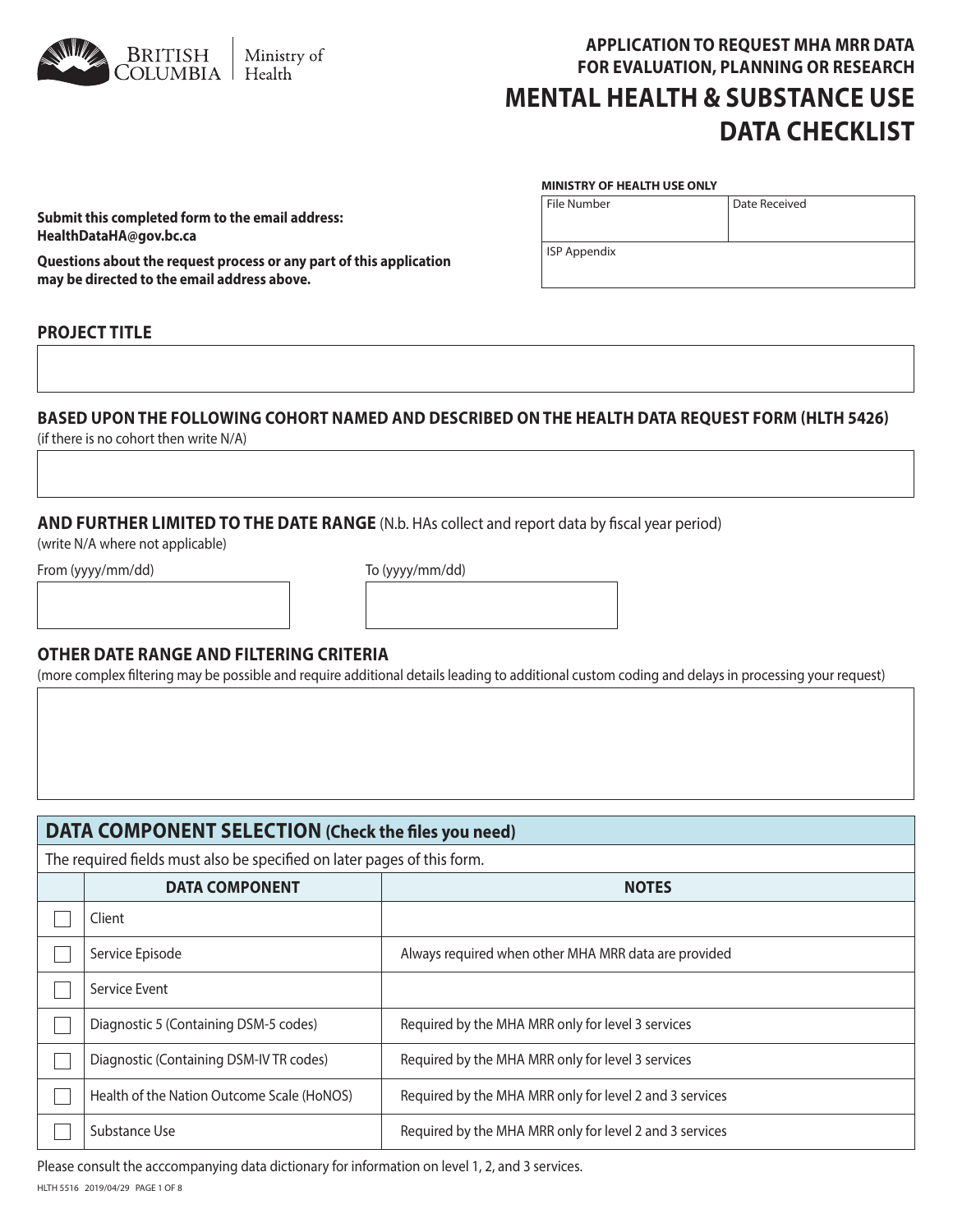British Columbia | Ministry of Health

# APPLICATION TO REQUEST MHA MRR DATA FOR EVALUATION, PLANNING OR RESEARCH

# MENTAL HEALTH & SUBSTANCE USE DATA CHECKLIST

**MINISTRY OF HEALTH USE ONLY**

| File Number | Date Received |
|---|---|
| | |
| ISP Appendix | |

**Submit this completed form to the email address: HealthDataHA@gov.bc.ca**

**Questions about the request process or any part of this application may be directed to the email address above.**

## PROJECT TITLE

## BASED UPON THE FOLLOWING COHORT NAMED AND DESCRIBED ON THE HEALTH DATA REQUEST FORM (HLTH 5426)

(if there is no cohort then write N/A)

## AND FURTHER LIMITED TO THE DATE RANGE (N.b. HAs collect and report data by fiscal year period)

(write N/A where not applicable)

From (yyyy/mm/dd)

To (yyyy/mm/dd)

## OTHER DATE RANGE AND FILTERING CRITERIA

(more complex filtering may be possible and require additional details leading to additional custom coding and delays in processing your request)

## DATA COMPONENT SELECTION (Check the files you need)

The required fields must also be specified on later pages of this form.

| | DATA COMPONENT | NOTES |
|---|---|---|
| ☐ | Client | |
| ☐ | Service Episode | Always required when other MHA MRR data are provided |
| ☐ | Service Event | |
| ☐ | Diagnostic 5 (Containing DSM-5 codes) | Required by the MHA MRR only for level 3 services |
| ☐ | Diagnostic (Containing DSM-IV TR codes) | Required by the MHA MRR only for level 3 services |
| ☐ | Health of the Nation Outcome Scale (HoNOS) | Required by the MHA MRR only for level 2 and 3 services |
| ☐ | Substance Use | Required by the MHA MRR only for level 2 and 3 services |

Please consult the acccompanying data dictionary for information on level 1, 2, and 3 services.

HLTH 5516 2019/04/29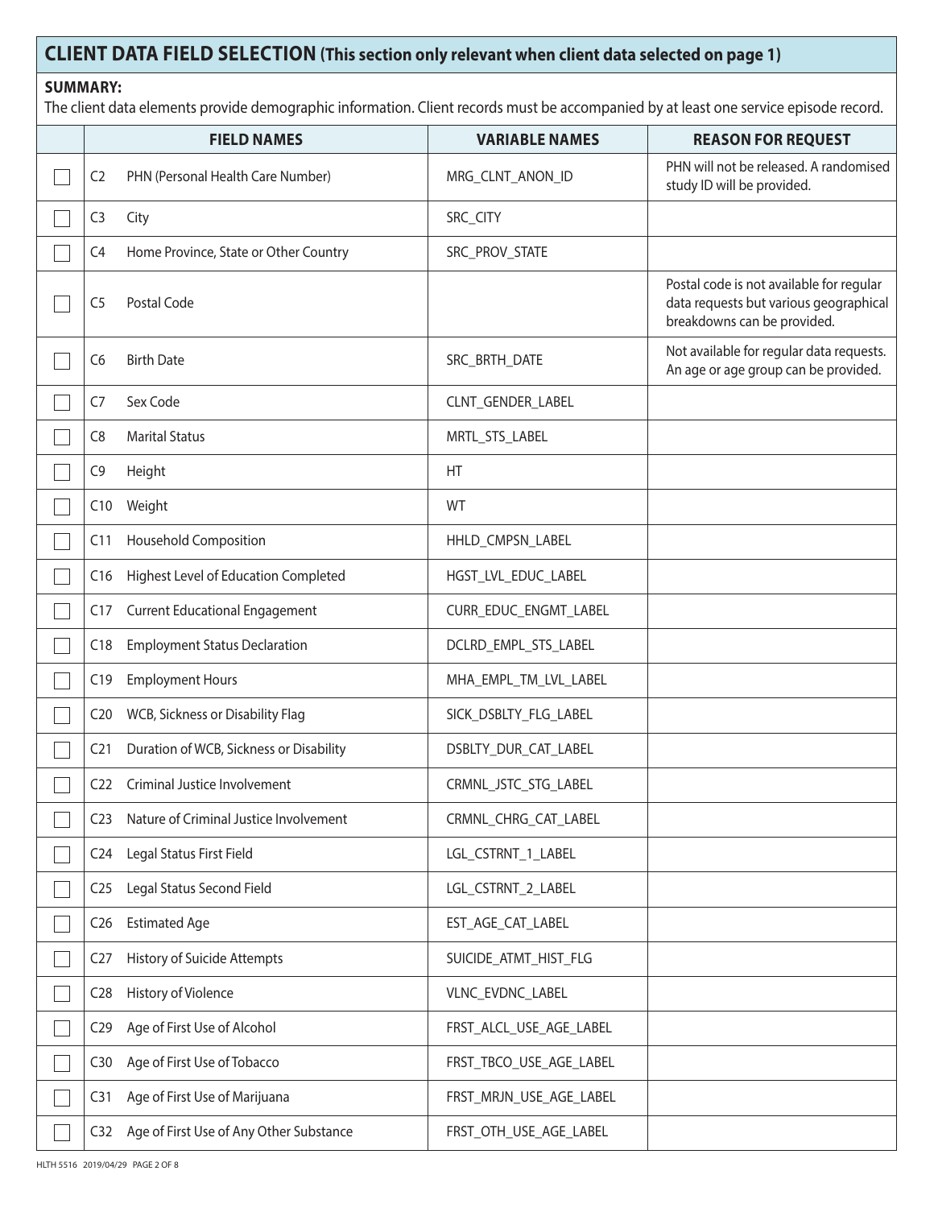## CLIENT DATA FIELD SELECTION (This section only relevant when client data selected on page 1)

**SUMMARY:**
The client data elements provide demographic information. Client records must be accompanied by at least one service episode record.

| | FIELD NAMES | VARIABLE NAMES | REASON FOR REQUEST |
|---|---|---|---|
| ☐ | C2 PHN (Personal Health Care Number) | MRG_CLNT_ANON_ID | PHN will not be released. A randomised study ID will be provided. |
| ☐ | C3 City | SRC_CITY | |
| ☐ | C4 Home Province, State or Other Country | SRC_PROV_STATE | |
| ☐ | C5 Postal Code | | Postal code is not available for regular data requests but various geographical breakdowns can be provided. |
| ☐ | C6 Birth Date | SRC_BRTH_DATE | Not available for regular data requests. An age or age group can be provided. |
| ☐ | C7 Sex Code | CLNT_GENDER_LABEL | |
| ☐ | C8 Marital Status | MRTL_STS_LABEL | |
| ☐ | C9 Height | HT | |
| ☐ | C10 Weight | WT | |
| ☐ | C11 Household Composition | HHLD_CMPSN_LABEL | |
| ☐ | C16 Highest Level of Education Completed | HGST_LVL_EDUC_LABEL | |
| ☐ | C17 Current Educational Engagement | CURR_EDUC_ENGMT_LABEL | |
| ☐ | C18 Employment Status Declaration | DCLRD_EMPL_STS_LABEL | |
| ☐ | C19 Employment Hours | MHA_EMPL_TM_LVL_LABEL | |
| ☐ | C20 WCB, Sickness or Disability Flag | SICK_DSBLTY_FLG_LABEL | |
| ☐ | C21 Duration of WCB, Sickness or Disability | DSBLTY_DUR_CAT_LABEL | |
| ☐ | C22 Criminal Justice Involvement | CRMNL_JSTC_STG_LABEL | |
| ☐ | C23 Nature of Criminal Justice Involvement | CRMNL_CHRG_CAT_LABEL | |
| ☐ | C24 Legal Status First Field | LGL_CSTRNT_1_LABEL | |
| ☐ | C25 Legal Status Second Field | LGL_CSTRNT_2_LABEL | |
| ☐ | C26 Estimated Age | EST_AGE_CAT_LABEL | |
| ☐ | C27 History of Suicide Attempts | SUICIDE_ATMT_HIST_FLG | |
| ☐ | C28 History of Violence | VLNC_EVDNC_LABEL | |
| ☐ | C29 Age of First Use of Alcohol | FRST_ALCL_USE_AGE_LABEL | |
| ☐ | C30 Age of First Use of Tobacco | FRST_TBCO_USE_AGE_LABEL | |
| ☐ | C31 Age of First Use of Marijuana | FRST_MRJN_USE_AGE_LABEL | |
| ☐ | C32 Age of First Use of Any Other Substance | FRST_OTH_USE_AGE_LABEL | |

HLTH 5516 2019/04/29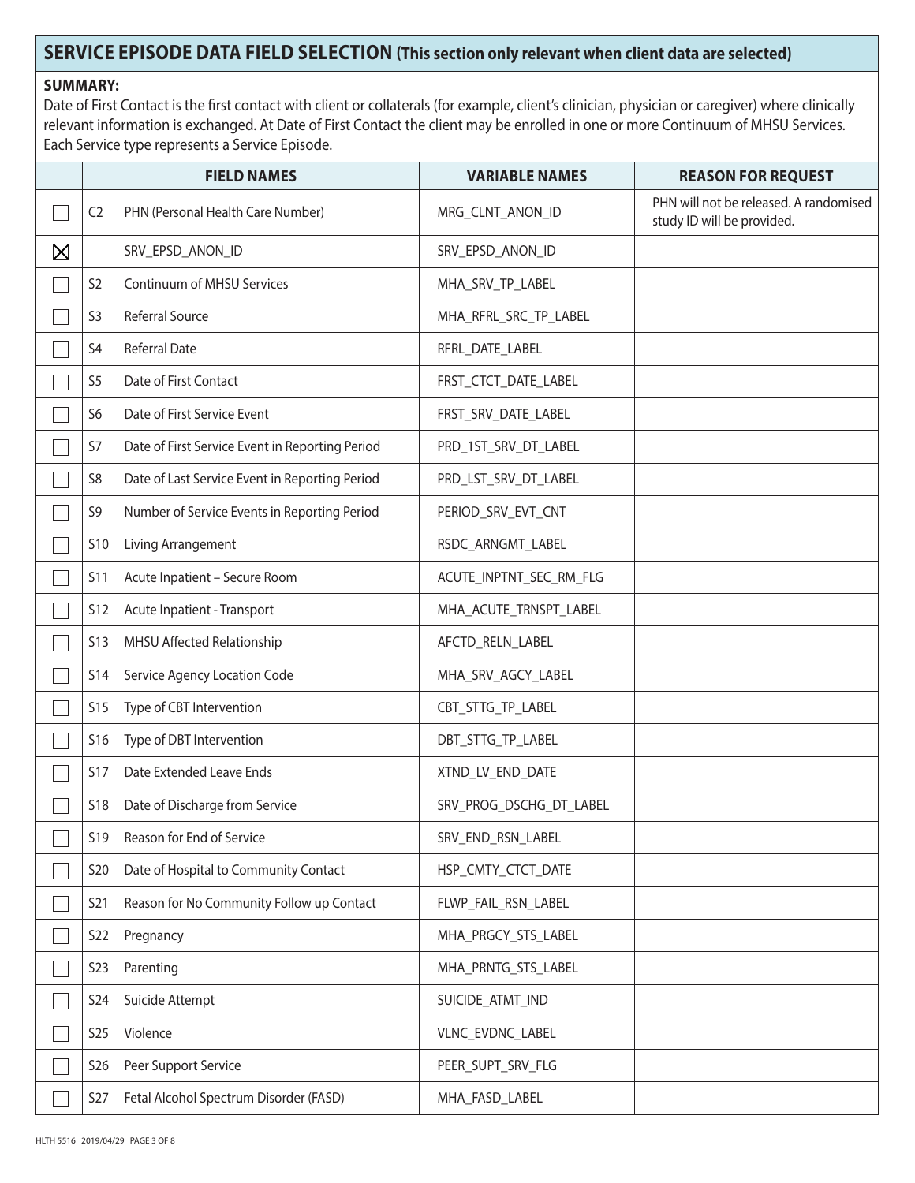## SERVICE EPISODE DATA FIELD SELECTION (This section only relevant when client data are selected)

**SUMMARY:**
Date of First Contact is the first contact with client or collaterals (for example, client's clinician, physician or caregiver) where clinically relevant information is exchanged. At Date of First Contact the client may be enrolled in one or more Continuum of MHSU Services. Each Service type represents a Service Episode.

| | | FIELD NAMES | VARIABLE NAMES | REASON FOR REQUEST |
|---|---|---|---|---|
| ☐ | C2 | PHN (Personal Health Care Number) | MRG_CLNT_ANON_ID | PHN will not be released. A randomised study ID will be provided. |
| ☒ | | SRV_EPSD_ANON_ID | SRV_EPSD_ANON_ID | |
| ☐ | S2 | Continuum of MHSU Services | MHA_SRV_TP_LABEL | |
| ☐ | S3 | Referral Source | MHA_RFRL_SRC_TP_LABEL | |
| ☐ | S4 | Referral Date | RFRL_DATE_LABEL | |
| ☐ | S5 | Date of First Contact | FRST_CTCT_DATE_LABEL | |
| ☐ | S6 | Date of First Service Event | FRST_SRV_DATE_LABEL | |
| ☐ | S7 | Date of First Service Event in Reporting Period | PRD_1ST_SRV_DT_LABEL | |
| ☐ | S8 | Date of Last Service Event in Reporting Period | PRD_LST_SRV_DT_LABEL | |
| ☐ | S9 | Number of Service Events in Reporting Period | PERIOD_SRV_EVT_CNT | |
| ☐ | S10 | Living Arrangement | RSDC_ARNGMT_LABEL | |
| ☐ | S11 | Acute Inpatient – Secure Room | ACUTE_INPTNT_SEC_RM_FLG | |
| ☐ | S12 | Acute Inpatient - Transport | MHA_ACUTE_TRNSPT_LABEL | |
| ☐ | S13 | MHSU Affected Relationship | AFCTD_RELN_LABEL | |
| ☐ | S14 | Service Agency Location Code | MHA_SRV_AGCY_LABEL | |
| ☐ | S15 | Type of CBT Intervention | CBT_STTG_TP_LABEL | |
| ☐ | S16 | Type of DBT Intervention | DBT_STTG_TP_LABEL | |
| ☐ | S17 | Date Extended Leave Ends | XTND_LV_END_DATE | |
| ☐ | S18 | Date of Discharge from Service | SRV_PROG_DSCHG_DT_LABEL | |
| ☐ | S19 | Reason for End of Service | SRV_END_RSN_LABEL | |
| ☐ | S20 | Date of Hospital to Community Contact | HSP_CMTY_CTCT_DATE | |
| ☐ | S21 | Reason for No Community Follow up Contact | FLWP_FAIL_RSN_LABEL | |
| ☐ | S22 | Pregnancy | MHA_PRGCY_STS_LABEL | |
| ☐ | S23 | Parenting | MHA_PRNTG_STS_LABEL | |
| ☐ | S24 | Suicide Attempt | SUICIDE_ATMT_IND | |
| ☐ | S25 | Violence | VLNC_EVDNC_LABEL | |
| ☐ | S26 | Peer Support Service | PEER_SUPT_SRV_FLG | |
| ☐ | S27 | Fetal Alcohol Spectrum Disorder (FASD) | MHA_FASD_LABEL | |

HLTH 5516 2019/04/29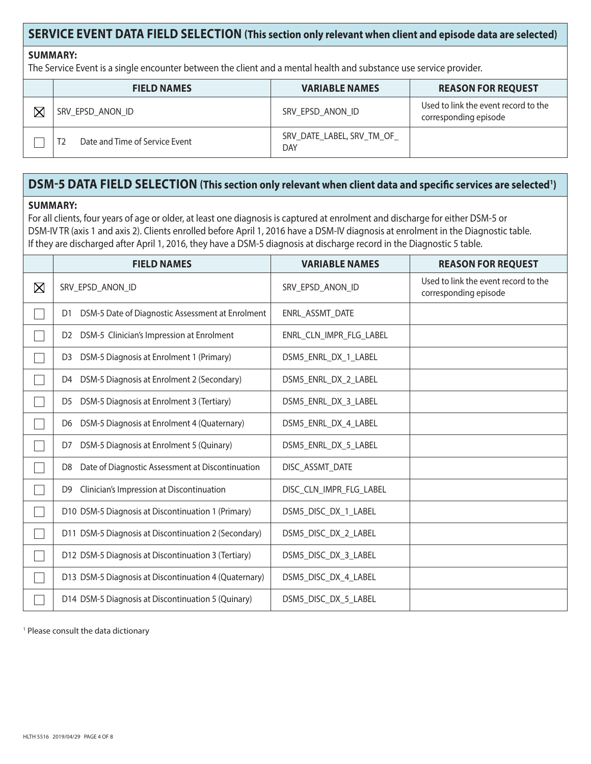## SERVICE EVENT DATA FIELD SELECTION (This section only relevant when client and episode data are selected)

**SUMMARY:**
The Service Event is a single encounter between the client and a mental health and substance use service provider.

| | FIELD NAMES | VARIABLE NAMES | REASON FOR REQUEST |
|---|---|---|---|
| ☒ | SRV_EPSD_ANON_ID | SRV_EPSD_ANON_ID | Used to link the event record to the corresponding episode |
| ☐ | T2 Date and Time of Service Event | SRV_DATE_LABEL, SRV_TM_OF_DAY | |

## DSM-5 DATA FIELD SELECTION (This section only relevant when client data and specific services are selected[1])

**SUMMARY:**
For all clients, four years of age or older, at least one diagnosis is captured at enrolment and discharge for either DSM-5 or DSM-IV TR (axis 1 and axis 2). Clients enrolled before April 1, 2016 have a DSM-IV diagnosis at enrolment in the Diagnostic table. If they are discharged after April 1, 2016, they have a DSM-5 diagnosis at discharge record in the Diagnostic 5 table.

| | FIELD NAMES | VARIABLE NAMES | REASON FOR REQUEST |
|---|---|---|---|
| ☒ | SRV_EPSD_ANON_ID | SRV_EPSD_ANON_ID | Used to link the event record to the corresponding episode |
| ☐ | D1 DSM-5 Date of Diagnostic Assessment at Enrolment | ENRL_ASSMT_DATE | |
| ☐ | D2 DSM-5 Clinician's Impression at Enrolment | ENRL_CLN_IMPR_FLG_LABEL | |
| ☐ | D3 DSM-5 Diagnosis at Enrolment 1 (Primary) | DSM5_ENRL_DX_1_LABEL | |
| ☐ | D4 DSM-5 Diagnosis at Enrolment 2 (Secondary) | DSM5_ENRL_DX_2_LABEL | |
| ☐ | D5 DSM-5 Diagnosis at Enrolment 3 (Tertiary) | DSM5_ENRL_DX_3_LABEL | |
| ☐ | D6 DSM-5 Diagnosis at Enrolment 4 (Quaternary) | DSM5_ENRL_DX_4_LABEL | |
| ☐ | D7 DSM-5 Diagnosis at Enrolment 5 (Quinary) | DSM5_ENRL_DX_5_LABEL | |
| ☐ | D8 Date of Diagnostic Assessment at Discontinuation | DISC_ASSMT_DATE | |
| ☐ | D9 Clinician's Impression at Discontinuation | DISC_CLN_IMPR_FLG_LABEL | |
| ☐ | D10 DSM-5 Diagnosis at Discontinuation 1 (Primary) | DSM5_DISC_DX_1_LABEL | |
| ☐ | D11 DSM-5 Diagnosis at Discontinuation 2 (Secondary) | DSM5_DISC_DX_2_LABEL | |
| ☐ | D12 DSM-5 Diagnosis at Discontinuation 3 (Tertiary) | DSM5_DISC_DX_3_LABEL | |
| ☐ | D13 DSM-5 Diagnosis at Discontinuation 4 (Quaternary) | DSM5_DISC_DX_4_LABEL | |
| ☐ | D14 DSM-5 Diagnosis at Discontinuation 5 (Quinary) | DSM5_DISC_DX_5_LABEL | |

[1] Please consult the data dictionary

HLTH 5516 2019/04/29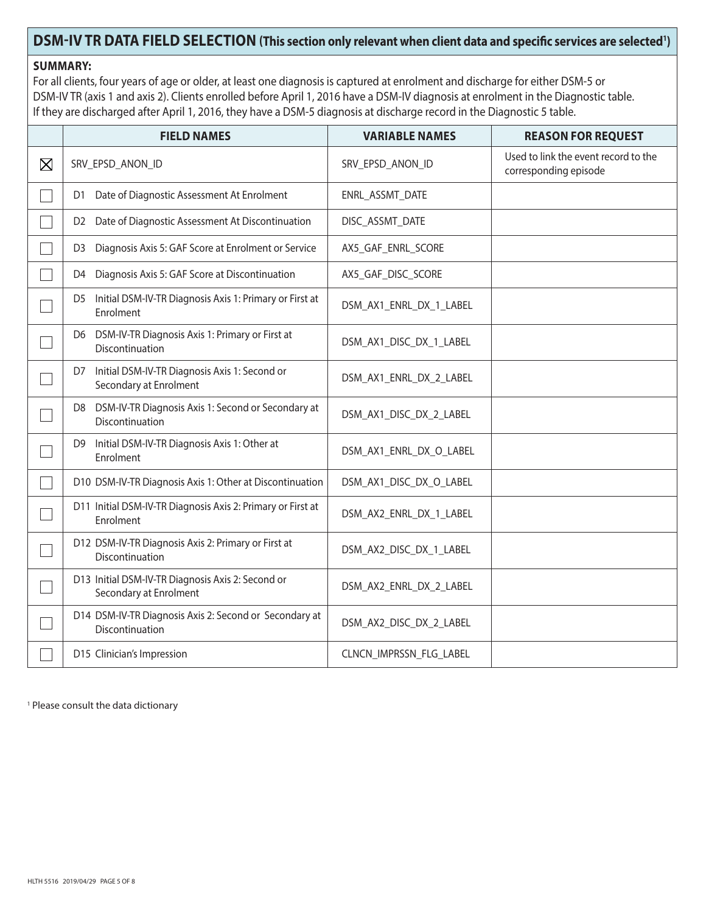## DSM-IV TR DATA FIELD SELECTION (This section only relevant when client data and specific services are selected[1])

**SUMMARY:**
For all clients, four years of age or older, at least one diagnosis is captured at enrolment and discharge for either DSM-5 or DSM-IV TR (axis 1 and axis 2). Clients enrolled before April 1, 2016 have a DSM-IV diagnosis at enrolment in the Diagnostic table. If they are discharged after April 1, 2016, they have a DSM-5 diagnosis at discharge record in the Diagnostic 5 table.

| | FIELD NAMES | VARIABLE NAMES | REASON FOR REQUEST |
|---|---|---|---|
| ☒ | SRV_EPSD_ANON_ID | SRV_EPSD_ANON_ID | Used to link the event record to the corresponding episode |
| ☐ | D1 Date of Diagnostic Assessment At Enrolment | ENRL_ASSMT_DATE | |
| ☐ | D2 Date of Diagnostic Assessment At Discontinuation | DISC_ASSMT_DATE | |
| ☐ | D3 Diagnosis Axis 5: GAF Score at Enrolment or Service | AX5_GAF_ENRL_SCORE | |
| ☐ | D4 Diagnosis Axis 5: GAF Score at Discontinuation | AX5_GAF_DISC_SCORE | |
| ☐ | D5 Initial DSM-IV-TR Diagnosis Axis 1: Primary or First at Enrolment | DSM_AX1_ENRL_DX_1_LABEL | |
| ☐ | D6 DSM-IV-TR Diagnosis Axis 1: Primary or First at Discontinuation | DSM_AX1_DISC_DX_1_LABEL | |
| ☐ | D7 Initial DSM-IV-TR Diagnosis Axis 1: Second or Secondary at Enrolment | DSM_AX1_ENRL_DX_2_LABEL | |
| ☐ | D8 DSM-IV-TR Diagnosis Axis 1: Second or Secondary at Discontinuation | DSM_AX1_DISC_DX_2_LABEL | |
| ☐ | D9 Initial DSM-IV-TR Diagnosis Axis 1: Other at Enrolment | DSM_AX1_ENRL_DX_O_LABEL | |
| ☐ | D10 DSM-IV-TR Diagnosis Axis 1: Other at Discontinuation | DSM_AX1_DISC_DX_O_LABEL | |
| ☐ | D11 Initial DSM-IV-TR Diagnosis Axis 2: Primary or First at Enrolment | DSM_AX2_ENRL_DX_1_LABEL | |
| ☐ | D12 DSM-IV-TR Diagnosis Axis 2: Primary or First at Discontinuation | DSM_AX2_DISC_DX_1_LABEL | |
| ☐ | D13 Initial DSM-IV-TR Diagnosis Axis 2: Second or Secondary at Enrolment | DSM_AX2_ENRL_DX_2_LABEL | |
| ☐ | D14 DSM-IV-TR Diagnosis Axis 2: Second or Secondary at Discontinuation | DSM_AX2_DISC_DX_2_LABEL | |
| ☐ | D15 Clinician's Impression | CLNCN_IMPRSSN_FLG_LABEL | |

[1] Please consult the data dictionary

HLTH 5516 2019/04/29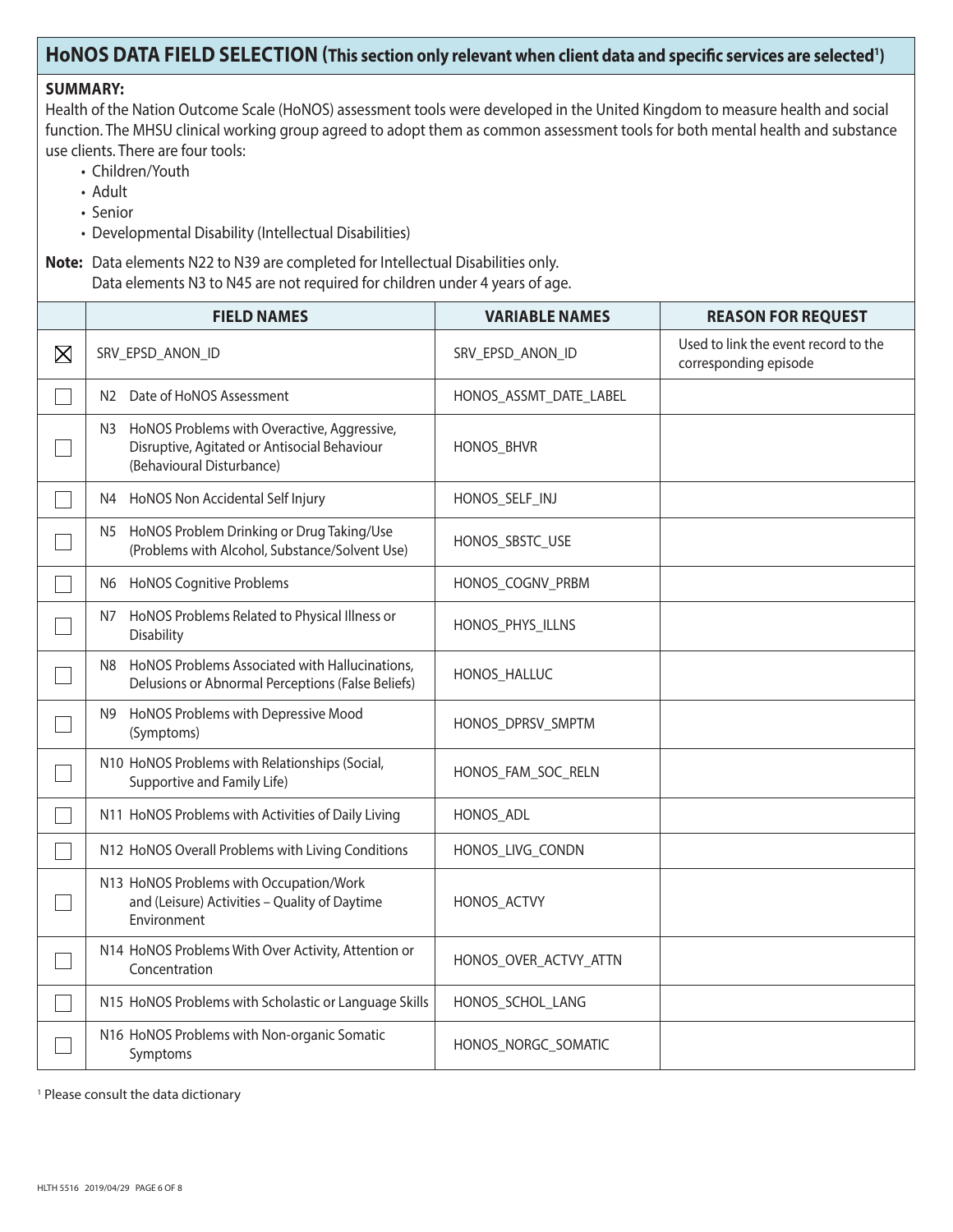## HoNOS DATA FIELD SELECTION (This section only relevant when client data and specific services are selected[1])

**SUMMARY:**

Health of the Nation Outcome Scale (HoNOS) assessment tools were developed in the United Kingdom to measure health and social function. The MHSU clinical working group agreed to adopt them as common assessment tools for both mental health and substance use clients. There are four tools:

- Children/Youth
- Adult
- Senior
- Developmental Disability (Intellectual Disabilities)

**Note:** Data elements N22 to N39 are completed for Intellectual Disabilities only.
Data elements N3 to N45 are not required for children under 4 years of age.

| | FIELD NAMES | VARIABLE NAMES | REASON FOR REQUEST |
|---|---|---|---|
| ☒ | SRV_EPSD_ANON_ID | SRV_EPSD_ANON_ID | Used to link the event record to the corresponding episode |
| ☐ | N2 Date of HoNOS Assessment | HONOS_ASSMT_DATE_LABEL | |
| ☐ | N3 HoNOS Problems with Overactive, Aggressive, Disruptive, Agitated or Antisocial Behaviour (Behavioural Disturbance) | HONOS_BHVR | |
| ☐ | N4 HoNOS Non Accidental Self Injury | HONOS_SELF_INJ | |
| ☐ | N5 HoNOS Problem Drinking or Drug Taking/Use (Problems with Alcohol, Substance/Solvent Use) | HONOS_SBSTC_USE | |
| ☐ | N6 HoNOS Cognitive Problems | HONOS_COGNV_PRBM | |
| ☐ | N7 HoNOS Problems Related to Physical Illness or Disability | HONOS_PHYS_ILLNS | |
| ☐ | N8 HoNOS Problems Associated with Hallucinations, Delusions or Abnormal Perceptions (False Beliefs) | HONOS_HALLUC | |
| ☐ | N9 HoNOS Problems with Depressive Mood (Symptoms) | HONOS_DPRSV_SMPTM | |
| ☐ | N10 HoNOS Problems with Relationships (Social, Supportive and Family Life) | HONOS_FAM_SOC_RELN | |
| ☐ | N11 HoNOS Problems with Activities of Daily Living | HONOS_ADL | |
| ☐ | N12 HoNOS Overall Problems with Living Conditions | HONOS_LIVG_CONDN | |
| ☐ | N13 HoNOS Problems with Occupation/Work and (Leisure) Activities – Quality of Daytime Environment | HONOS_ACTVY | |
| ☐ | N14 HoNOS Problems With Over Activity, Attention or Concentration | HONOS_OVER_ACTVY_ATTN | |
| ☐ | N15 HoNOS Problems with Scholastic or Language Skills | HONOS_SCHOL_LANG | |
| ☐ | N16 HoNOS Problems with Non-organic Somatic Symptoms | HONOS_NORGC_SOMATIC | |

[1] Please consult the data dictionary

HLTH 5516 2019/04/29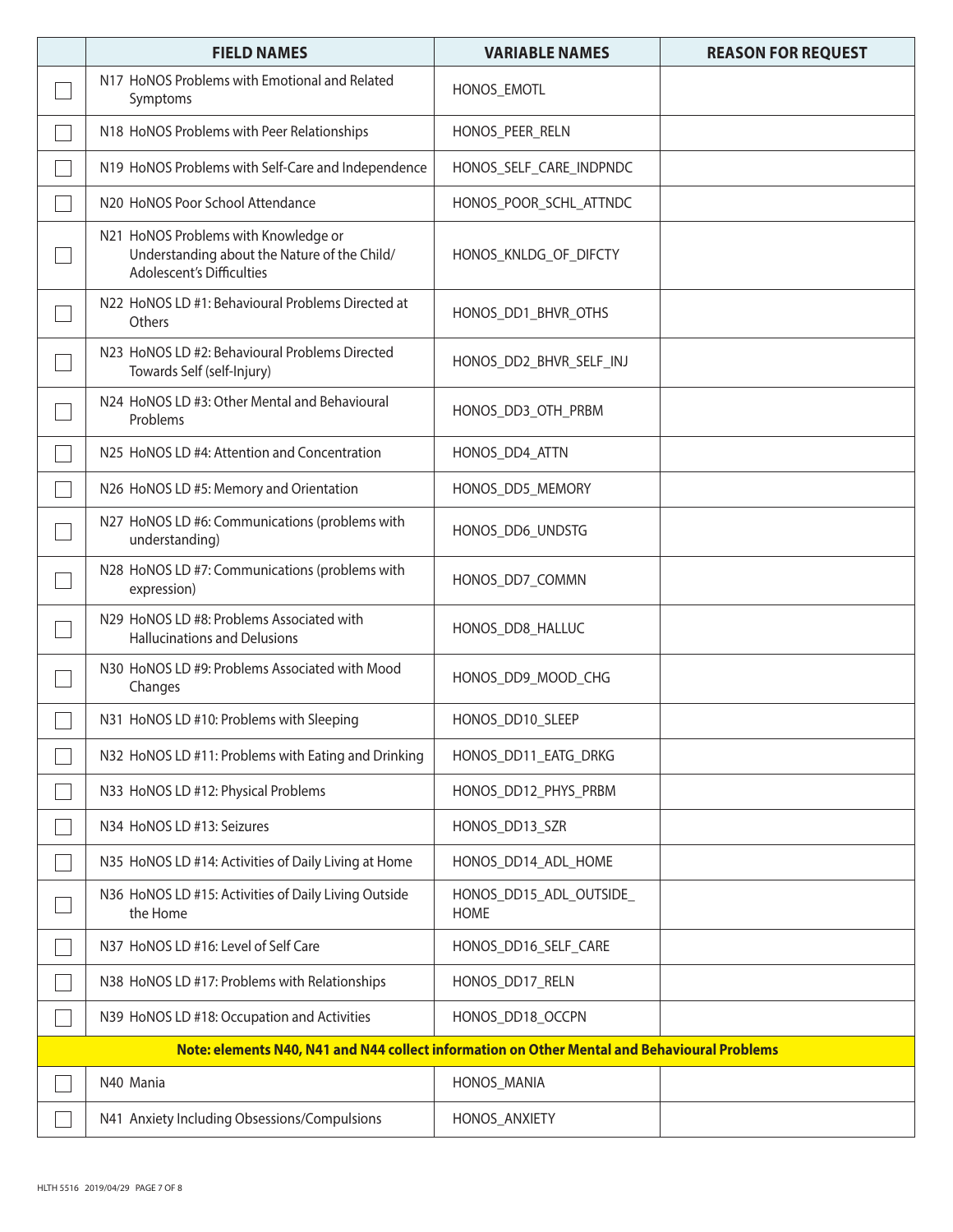| | FIELD NAMES | VARIABLE NAMES | REASON FOR REQUEST |
|---|---|---|---|
| ☐ | N17 HoNOS Problems with Emotional and Related Symptoms | HONOS_EMOTL | |
| ☐ | N18 HoNOS Problems with Peer Relationships | HONOS_PEER_RELN | |
| ☐ | N19 HoNOS Problems with Self-Care and Independence | HONOS_SELF_CARE_INDPNDC | |
| ☐ | N20 HoNOS Poor School Attendance | HONOS_POOR_SCHL_ATTNDC | |
| ☐ | N21 HoNOS Problems with Knowledge or Understanding about the Nature of the Child/ Adolescent's Difficulties | HONOS_KNLDG_OF_DIFCTY | |
| ☐ | N22 HoNOS LD #1: Behavioural Problems Directed at Others | HONOS_DD1_BHVR_OTHS | |
| ☐ | N23 HoNOS LD #2: Behavioural Problems Directed Towards Self (self-Injury) | HONOS_DD2_BHVR_SELF_INJ | |
| ☐ | N24 HoNOS LD #3: Other Mental and Behavioural Problems | HONOS_DD3_OTH_PRBM | |
| ☐ | N25 HoNOS LD #4: Attention and Concentration | HONOS_DD4_ATTN | |
| ☐ | N26 HoNOS LD #5: Memory and Orientation | HONOS_DD5_MEMORY | |
| ☐ | N27 HoNOS LD #6: Communications (problems with understanding) | HONOS_DD6_UNDSTG | |
| ☐ | N28 HoNOS LD #7: Communications (problems with expression) | HONOS_DD7_COMMN | |
| ☐ | N29 HoNOS LD #8: Problems Associated with Hallucinations and Delusions | HONOS_DD8_HALLUC | |
| ☐ | N30 HoNOS LD #9: Problems Associated with Mood Changes | HONOS_DD9_MOOD_CHG | |
| ☐ | N31 HoNOS LD #10: Problems with Sleeping | HONOS_DD10_SLEEP | |
| ☐ | N32 HoNOS LD #11: Problems with Eating and Drinking | HONOS_DD11_EATG_DRKG | |
| ☐ | N33 HoNOS LD #12: Physical Problems | HONOS_DD12_PHYS_PRBM | |
| ☐ | N34 HoNOS LD #13: Seizures | HONOS_DD13_SZR | |
| ☐ | N35 HoNOS LD #14: Activities of Daily Living at Home | HONOS_DD14_ADL_HOME | |
| ☐ | N36 HoNOS LD #15: Activities of Daily Living Outside the Home | HONOS_DD15_ADL_OUTSIDE_HOME | |
| ☐ | N37 HoNOS LD #16: Level of Self Care | HONOS_DD16_SELF_CARE | |
| ☐ | N38 HoNOS LD #17: Problems with Relationships | HONOS_DD17_RELN | |
| ☐ | N39 HoNOS LD #18: Occupation and Activities | HONOS_DD18_OCCPN | |
| | **Note: elements N40, N41 and N44 collect information on Other Mental and Behavioural Problems** | | |
| ☐ | N40 Mania | HONOS_MANIA | |
| ☐ | N41 Anxiety Including Obsessions/Compulsions | HONOS_ANXIETY | |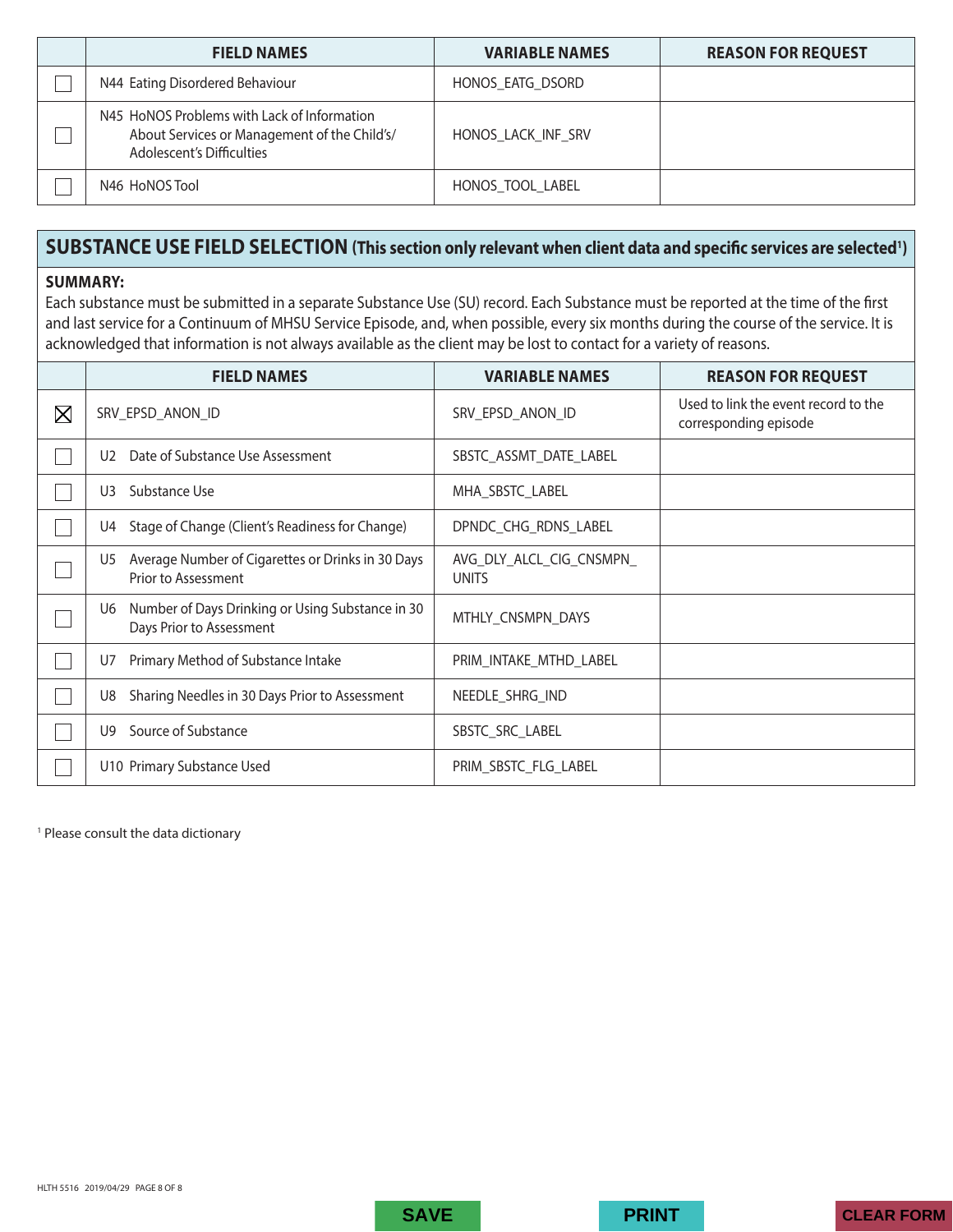| | FIELD NAMES | VARIABLE NAMES | REASON FOR REQUEST |
|---|---|---|---|
| ☐ | N44 Eating Disordered Behaviour | HONOS_EATG_DSORD | |
| ☐ | N45 HoNOS Problems with Lack of Information About Services or Management of the Child's/ Adolescent's Difficulties | HONOS_LACK_INF_SRV | |
| ☐ | N46 HoNOS Tool | HONOS_TOOL_LABEL | |

## SUBSTANCE USE FIELD SELECTION (This section only relevant when client data and specific services are selected[1])

**SUMMARY:**
Each substance must be submitted in a separate Substance Use (SU) record. Each Substance must be reported at the time of the first and last service for a Continuum of MHSU Service Episode, and, when possible, every six months during the course of the service. It is acknowledged that information is not always available as the client may be lost to contact for a variety of reasons.

| | FIELD NAMES | VARIABLE NAMES | REASON FOR REQUEST |
|---|---|---|---|
| ☒ | SRV_EPSD_ANON_ID | SRV_EPSD_ANON_ID | Used to link the event record to the corresponding episode |
| ☐ | U2 Date of Substance Use Assessment | SBSTC_ASSMT_DATE_LABEL | |
| ☐ | U3 Substance Use | MHA_SBSTC_LABEL | |
| ☐ | U4 Stage of Change (Client's Readiness for Change) | DPNDC_CHG_RDNS_LABEL | |
| ☐ | U5 Average Number of Cigarettes or Drinks in 30 Days Prior to Assessment | AVG_DLY_ALCL_CIG_CNSMPN_UNITS | |
| ☐ | U6 Number of Days Drinking or Using Substance in 30 Days Prior to Assessment | MTHLY_CNSMPN_DAYS | |
| ☐ | U7 Primary Method of Substance Intake | PRIM_INTAKE_MTHD_LABEL | |
| ☐ | U8 Sharing Needles in 30 Days Prior to Assessment | NEEDLE_SHRG_IND | |
| ☐ | U9 Source of Substance | SBSTC_SRC_LABEL | |
| ☐ | U10 Primary Substance Used | PRIM_SBSTC_FLG_LABEL | |

[1] Please consult the data dictionary

HLTH 5516 2019/04/29

SAVE | PRINT | CLEAR FORM